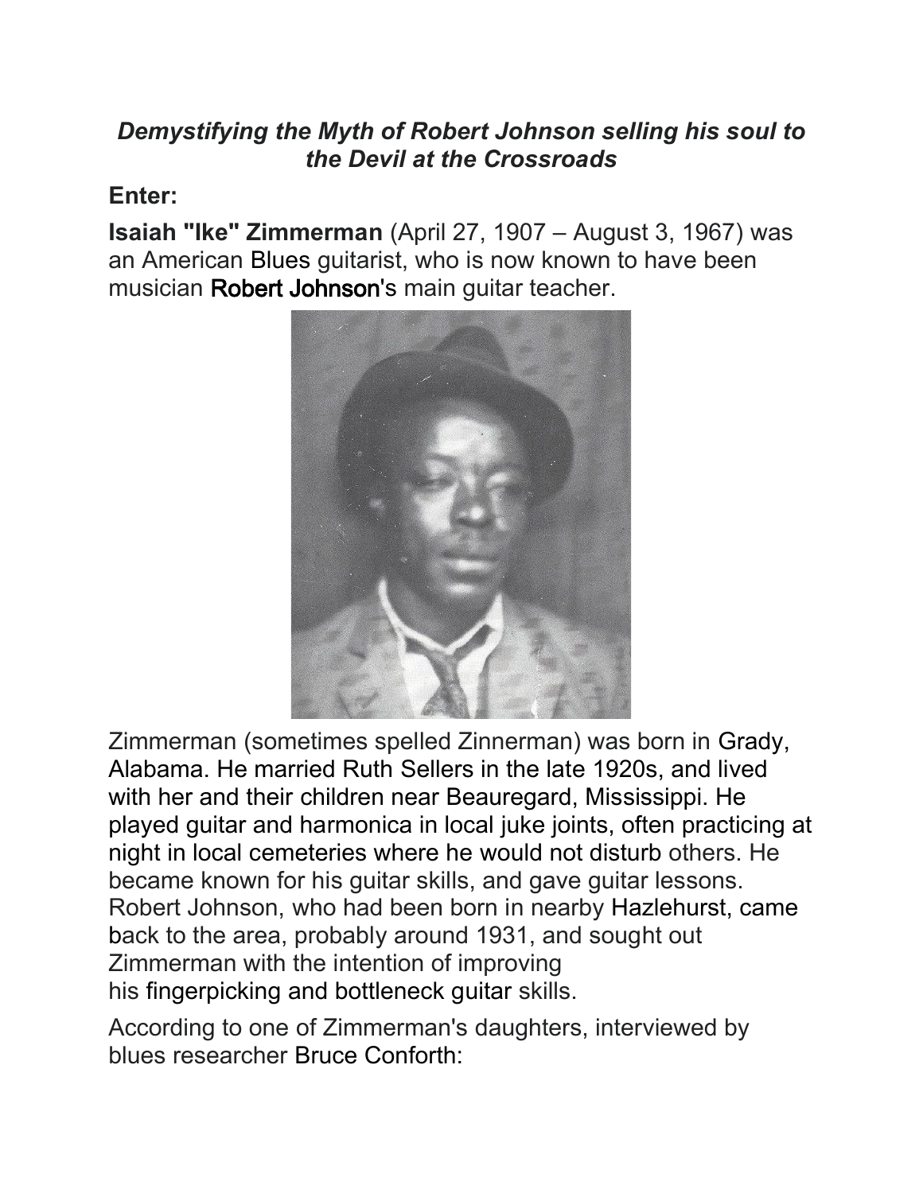***Demystifying the Myth of Robert Johnson selling his soul to the Devil at the Crossroads***

**Enter:**

**Isaiah "Ike" Zimmerman** (April 27, 1907 – August 3, 1967) was an American Blues guitarist, who is now known to have been musician Robert Johnson's main guitar teacher.

Zimmerman (sometimes spelled Zinnerman) was born in Grady, Alabama. He married Ruth Sellers in the late 1920s, and lived with her and their children near Beauregard, Mississippi. He played guitar and harmonica in local juke joints, often practicing at night in local cemeteries where he would not disturb others. He became known for his guitar skills, and gave guitar lessons. Robert Johnson, who had been born in nearby Hazlehurst, came back to the area, probably around 1931, and sought out Zimmerman with the intention of improving his fingerpicking and bottleneck guitar skills.

According to one of Zimmerman's daughters, interviewed by blues researcher Bruce Conforth: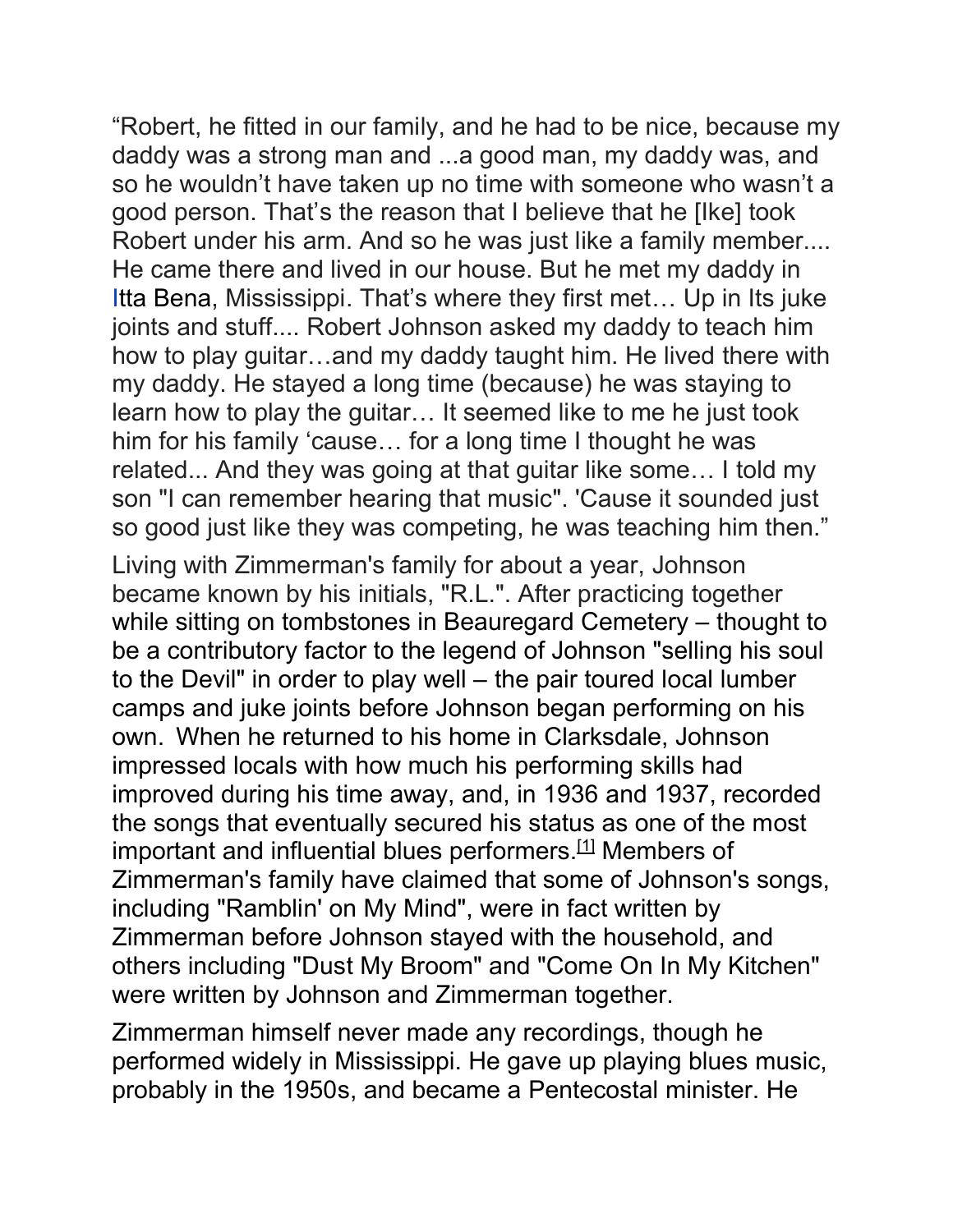"Robert, he fitted in our family, and he had to be nice, because my daddy was a strong man and ...a good man, my daddy was, and so he wouldn't have taken up no time with someone who wasn't a good person. That's the reason that I believe that he [Ike] took Robert under his arm. And so he was just like a family member.... He came there and lived in our house. But he met my daddy in Itta Bena, Mississippi. That's where they first met… Up in Its juke joints and stuff.... Robert Johnson asked my daddy to teach him how to play guitar…and my daddy taught him. He lived there with my daddy. He stayed a long time (because) he was staying to learn how to play the guitar… It seemed like to me he just took him for his family 'cause… for a long time I thought he was related... And they was going at that guitar like some… I told my son "I can remember hearing that music". 'Cause it sounded just so good just like they was competing, he was teaching him then."

Living with Zimmerman's family for about a year, Johnson became known by his initials, "R.L.". After practicing together while sitting on tombstones in Beauregard Cemetery – thought to be a contributory factor to the legend of Johnson "selling his soul to the Devil" in order to play well – the pair toured local lumber camps and juke joints before Johnson began performing on his own. When he returned to his home in Clarksdale, Johnson impressed locals with how much his performing skills had improved during his time away, and, in 1936 and 1937, recorded the songs that eventually secured his status as one of the most important and influential blues performers.[1] Members of Zimmerman's family have claimed that some of Johnson's songs, including "Ramblin' on My Mind", were in fact written by Zimmerman before Johnson stayed with the household, and others including "Dust My Broom" and "Come On In My Kitchen" were written by Johnson and Zimmerman together.

Zimmerman himself never made any recordings, though he performed widely in Mississippi. He gave up playing blues music, probably in the 1950s, and became a Pentecostal minister. He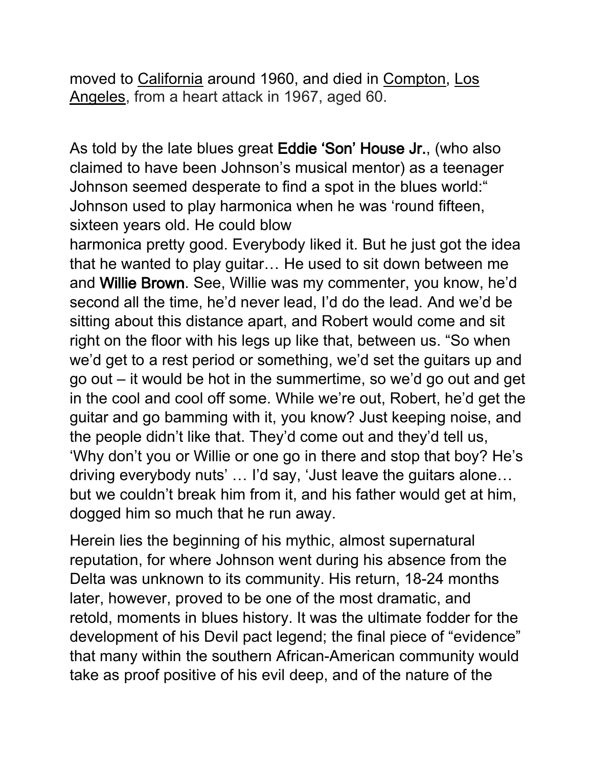moved to California around 1960, and died in Compton, Los Angeles, from a heart attack in 1967, aged 60.

As told by the late blues great **Eddie 'Son' House Jr.**, (who also claimed to have been Johnson's musical mentor) as a teenager Johnson seemed desperate to find a spot in the blues world:" Johnson used to play harmonica when he was 'round fifteen, sixteen years old. He could blow harmonica pretty good. Everybody liked it. But he just got the idea that he wanted to play guitar… He used to sit down between me and **Willie Brown**. See, Willie was my commenter, you know, he'd second all the time, he'd never lead, I'd do the lead. And we'd be sitting about this distance apart, and Robert would come and sit right on the floor with his legs up like that, between us. "So when we'd get to a rest period or something, we'd set the guitars up and go out – it would be hot in the summertime, so we'd go out and get in the cool and cool off some. While we're out, Robert, he'd get the guitar and go bamming with it, you know? Just keeping noise, and the people didn't like that. They'd come out and they'd tell us, 'Why don't you or Willie or one go in there and stop that boy? He's driving everybody nuts' … I'd say, 'Just leave the guitars alone… but we couldn't break him from it, and his father would get at him, dogged him so much that he run away.

Herein lies the beginning of his mythic, almost supernatural reputation, for where Johnson went during his absence from the Delta was unknown to its community. His return, 18-24 months later, however, proved to be one of the most dramatic, and retold, moments in blues history. It was the ultimate fodder for the development of his Devil pact legend; the final piece of "evidence" that many within the southern African-American community would take as proof positive of his evil deep, and of the nature of the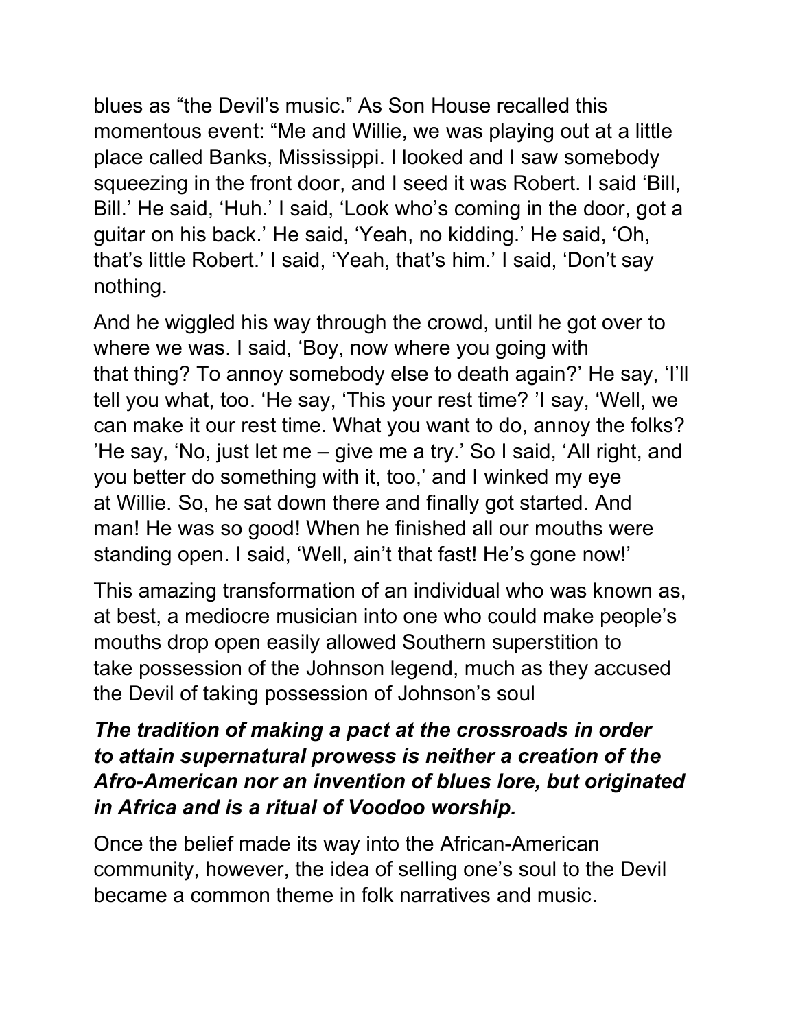blues as "the Devil's music." As Son House recalled this momentous event: "Me and Willie, we was playing out at a little place called Banks, Mississippi. I looked and I saw somebody squeezing in the front door, and I seed it was Robert. I said 'Bill, Bill.' He said, 'Huh.' I said, 'Look who's coming in the door, got a guitar on his back.' He said, 'Yeah, no kidding.' He said, 'Oh, that's little Robert.' I said, 'Yeah, that's him.' I said, 'Don't say nothing.

And he wiggled his way through the crowd, until he got over to where we was. I said, 'Boy, now where you going with that thing? To annoy somebody else to death again?' He say, 'I'll tell you what, too. 'He say, 'This your rest time? 'I say, 'Well, we can make it our rest time. What you want to do, annoy the folks? 'He say, 'No, just let me – give me a try.' So I said, 'All right, and you better do something with it, too,' and I winked my eye at Willie. So, he sat down there and finally got started. And man! He was so good! When he finished all our mouths were standing open. I said, 'Well, ain't that fast! He's gone now!'

This amazing transformation of an individual who was known as, at best, a mediocre musician into one who could make people's mouths drop open easily allowed Southern superstition to take possession of the Johnson legend, much as they accused the Devil of taking possession of Johnson's soul

***The tradition of making a pact at the crossroads in order to attain supernatural prowess is neither a creation of the Afro-American nor an invention of blues lore, but originated in Africa and is a ritual of Voodoo worship.***

Once the belief made its way into the African-American community, however, the idea of selling one's soul to the Devil became a common theme in folk narratives and music.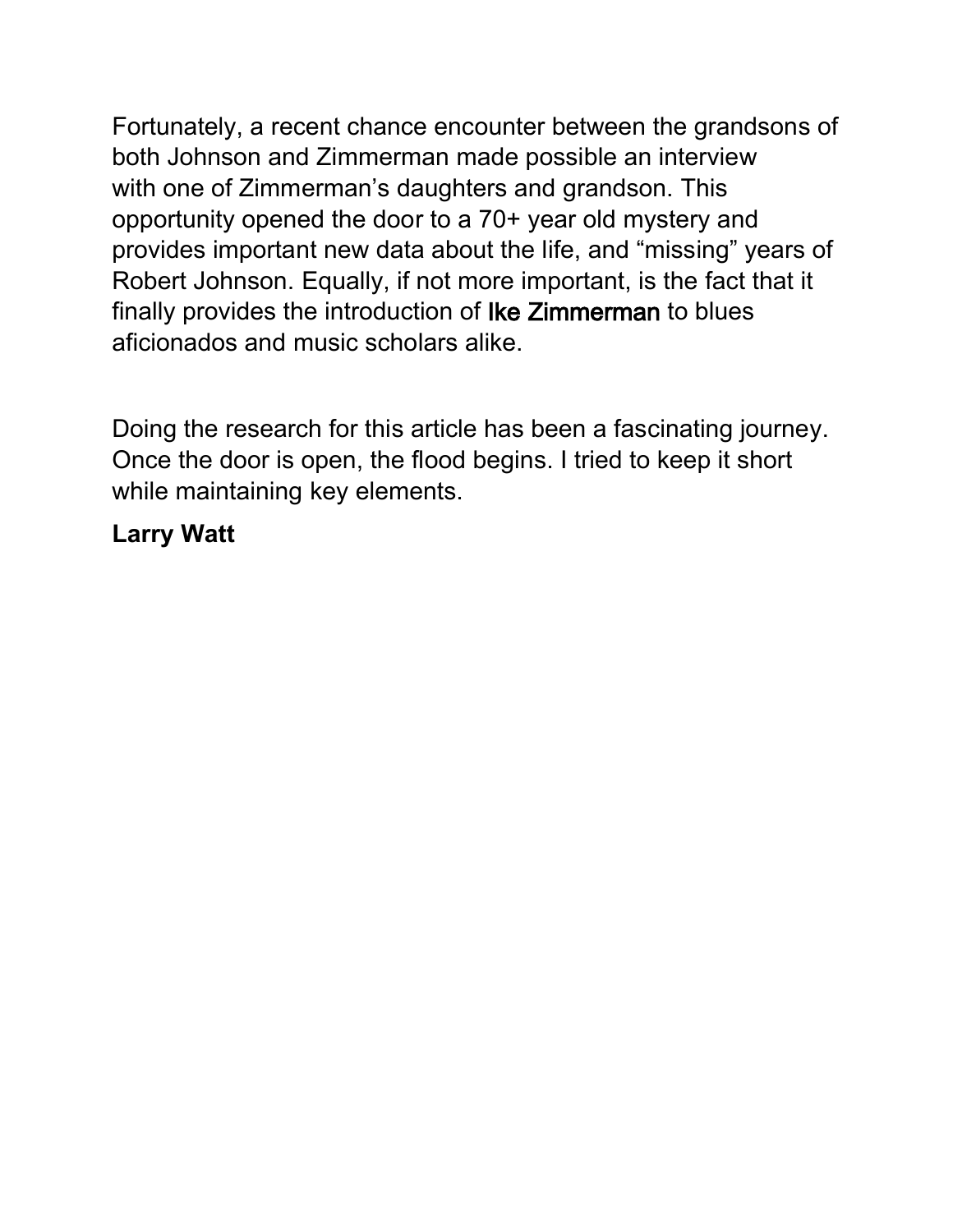Fortunately, a recent chance encounter between the grandsons of both Johnson and Zimmerman made possible an interview with one of Zimmerman's daughters and grandson. This opportunity opened the door to a 70+ year old mystery and provides important new data about the life, and "missing" years of Robert Johnson. Equally, if not more important, is the fact that it finally provides the introduction of Ike Zimmerman to blues aficionados and music scholars alike.

Doing the research for this article has been a fascinating journey. Once the door is open, the flood begins. I tried to keep it short while maintaining key elements.

**Larry Watt**